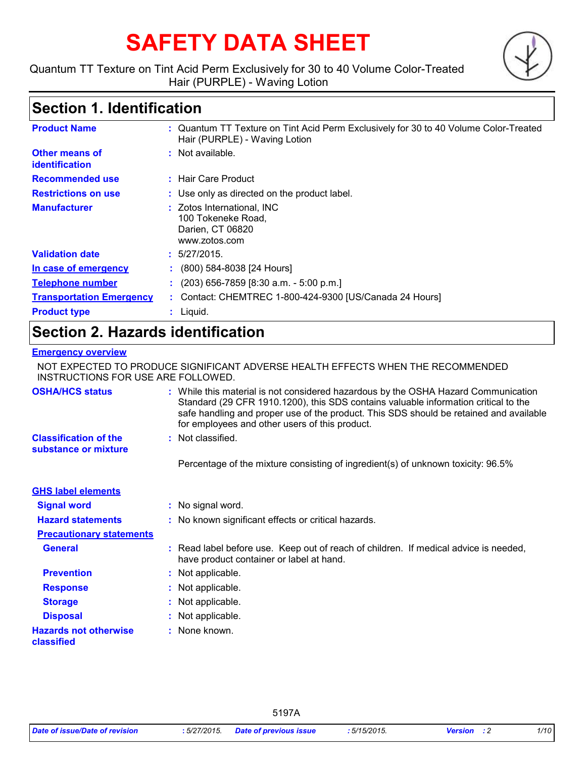# SAFETY DATA SHEET

Quantum TT Texture on Tint Acid Perm Exclusively for 30 to 40 Volume Color-Treated Hair (PURPLE) - Waving Lotion

## Section 1. Identification

| | | |
|---|---|---|
| **Product Name** | : | Quantum TT Texture on Tint Acid Perm Exclusively for 30 to 40 Volume Color-Treated Hair (PURPLE) - Waving Lotion |
| **Other means of identification** | : | Not available. |
| **Recommended use** | : | Hair Care Product |
| **Restrictions on use** | : | Use only as directed on the product label. |
| **Manufacturer** | : | Zotos International, INC<br>100 Tokeneke Road,<br>Darien, CT 06820<br>www.zotos.com |
| **Validation date** | : | 5/27/2015. |
| **In case of emergency** | : | (800) 584-8038 [24 Hours] |
| **Telephone number** | : | (203) 656-7859 [8:30 a.m. - 5:00 p.m.] |
| **Transportation Emergency** | : | Contact: CHEMTREC 1-800-424-9300 [US/Canada 24 Hours] |
| **Product type** | : | Liquid. |

## Section 2. Hazards identification

**Emergency overview**

NOT EXPECTED TO PRODUCE SIGNIFICANT ADVERSE HEALTH EFFECTS WHEN THE RECOMMENDED INSTRUCTIONS FOR USE ARE FOLLOWED.

| | | |
|---|---|---|
| **OSHA/HCS status** | : | While this material is not considered hazardous by the OSHA Hazard Communication Standard (29 CFR 1910.1200), this SDS contains valuable information critical to the safe handling and proper use of the product. This SDS should be retained and available for employees and other users of this product. |
| **Classification of the substance or mixture** | : | Not classified. |
| | | Percentage of the mixture consisting of ingredient(s) of unknown toxicity: 96.5% |

**GHS label elements**

| | | |
|---|---|---|
| **Signal word** | : | No signal word. |
| **Hazard statements** | : | No known significant effects or critical hazards. |

**Precautionary statements**

| | | |
|---|---|---|
| **General** | : | Read label before use. Keep out of reach of children. If medical advice is needed, have product container or label at hand. |
| **Prevention** | : | Not applicable. |
| **Response** | : | Not applicable. |
| **Storage** | : | Not applicable. |
| **Disposal** | : | Not applicable. |
| **Hazards not otherwise classified** | : | None known. |

5197A

| | | | | |
|---|---|---|---|---|
| *Date of issue/Date of revision* | *: 5/27/2015.* | *Date of previous issue* | *: 5/15/2015.* | *Version : 2* |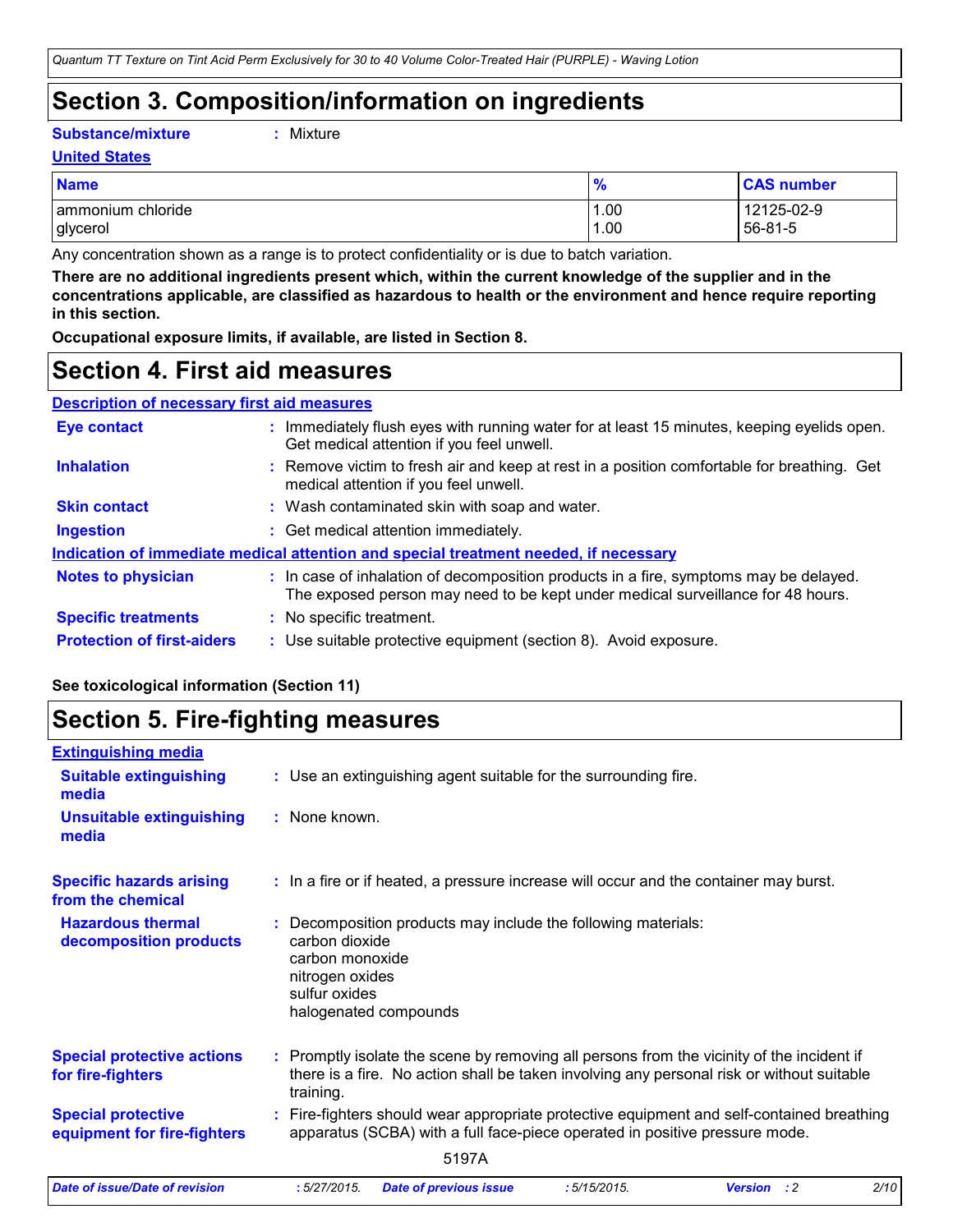# Section 3. Composition/information on ingredients

**Substance/mixture** : Mixture

**United States**

| Name | % | CAS number |
|---|---|---|
| ammonium chloride | 1.00 | 12125-02-9 |
| glycerol | 1.00 | 56-81-5 |

Any concentration shown as a range is to protect confidentiality or is due to batch variation.

**There are no additional ingredients present which, within the current knowledge of the supplier and in the concentrations applicable, are classified as hazardous to health or the environment and hence require reporting in this section.**

**Occupational exposure limits, if available, are listed in Section 8.**

# Section 4. First aid measures

**Description of necessary first aid measures**

**Eye contact** : Immediately flush eyes with running water for at least 15 minutes, keeping eyelids open. Get medical attention if you feel unwell.

**Inhalation** : Remove victim to fresh air and keep at rest in a position comfortable for breathing. Get medical attention if you feel unwell.

**Skin contact** : Wash contaminated skin with soap and water.

**Ingestion** : Get medical attention immediately.

**Indication of immediate medical attention and special treatment needed, if necessary**

**Notes to physician** : In case of inhalation of decomposition products in a fire, symptoms may be delayed. The exposed person may need to be kept under medical surveillance for 48 hours.

**Specific treatments** : No specific treatment.

**Protection of first-aiders** : Use suitable protective equipment (section 8). Avoid exposure.

**See toxicological information (Section 11)**

# Section 5. Fire-fighting measures

**Extinguishing media**

**Suitable extinguishing media** : Use an extinguishing agent suitable for the surrounding fire.

**Unsuitable extinguishing media** : None known.

**Specific hazards arising from the chemical** : In a fire or if heated, a pressure increase will occur and the container may burst.

**Hazardous thermal decomposition products** : Decomposition products may include the following materials:
carbon dioxide
carbon monoxide
nitrogen oxides
sulfur oxides
halogenated compounds

**Special protective actions for fire-fighters** : Promptly isolate the scene by removing all persons from the vicinity of the incident if there is a fire. No action shall be taken involving any personal risk or without suitable training.

**Special protective equipment for fire-fighters** : Fire-fighters should wear appropriate protective equipment and self-contained breathing apparatus (SCBA) with a full face-piece operated in positive pressure mode.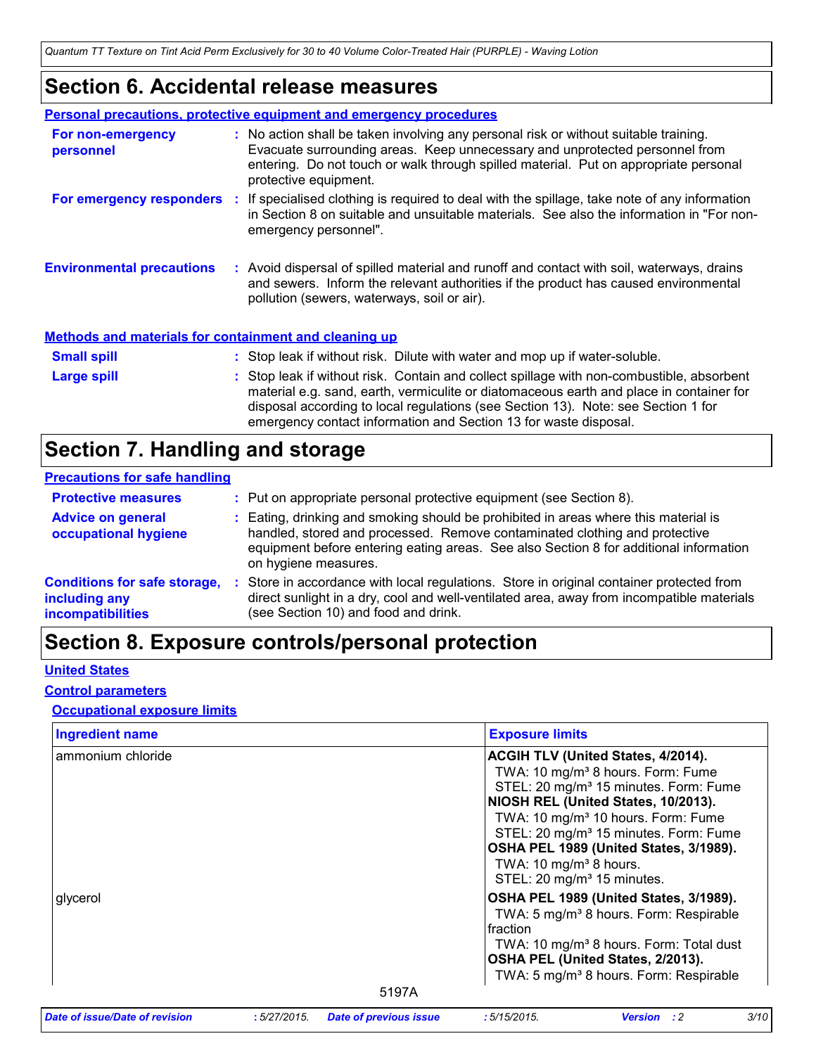# Section 6. Accidental release measures

### Personal precautions, protective equipment and emergency procedures

**For non-emergency personnel** : No action shall be taken involving any personal risk or without suitable training. Evacuate surrounding areas. Keep unnecessary and unprotected personnel from entering. Do not touch or walk through spilled material. Put on appropriate personal protective equipment.

**For emergency responders** : If specialised clothing is required to deal with the spillage, take note of any information in Section 8 on suitable and unsuitable materials. See also the information in "For non-emergency personnel".

**Environmental precautions** : Avoid dispersal of spilled material and runoff and contact with soil, waterways, drains and sewers. Inform the relevant authorities if the product has caused environmental pollution (sewers, waterways, soil or air).

### Methods and materials for containment and cleaning up

**Small spill** : Stop leak if without risk. Dilute with water and mop up if water-soluble.

**Large spill** : Stop leak if without risk. Contain and collect spillage with non-combustible, absorbent material e.g. sand, earth, vermiculite or diatomaceous earth and place in container for disposal according to local regulations (see Section 13). Note: see Section 1 for emergency contact information and Section 13 for waste disposal.

# Section 7. Handling and storage

### Precautions for safe handling

**Protective measures** : Put on appropriate personal protective equipment (see Section 8).

**Advice on general occupational hygiene** : Eating, drinking and smoking should be prohibited in areas where this material is handled, stored and processed. Remove contaminated clothing and protective equipment before entering eating areas. See also Section 8 for additional information on hygiene measures.

**Conditions for safe storage, including any incompatibilities** : Store in accordance with local regulations. Store in original container protected from direct sunlight in a dry, cool and well-ventilated area, away from incompatible materials (see Section 10) and food and drink.

# Section 8. Exposure controls/personal protection

### United States

### Control parameters

#### Occupational exposure limits

| Ingredient name | Exposure limits |
|---|---|
| ammonium chloride | **ACGIH TLV (United States, 4/2014).**<br>TWA: 10 mg/m³ 8 hours. Form: Fume<br>STEL: 20 mg/m³ 15 minutes. Form: Fume<br>**NIOSH REL (United States, 10/2013).**<br>TWA: 10 mg/m³ 10 hours. Form: Fume<br>STEL: 20 mg/m³ 15 minutes. Form: Fume<br>**OSHA PEL 1989 (United States, 3/1989).**<br>TWA: 10 mg/m³ 8 hours.<br>STEL: 20 mg/m³ 15 minutes. |
| glycerol | **OSHA PEL 1989 (United States, 3/1989).**<br>TWA: 5 mg/m³ 8 hours. Form: Respirable fraction<br>TWA: 10 mg/m³ 8 hours. Form: Total dust<br>**OSHA PEL (United States, 2/2013).**<br>TWA: 5 mg/m³ 8 hours. Form: Respirable |

5197A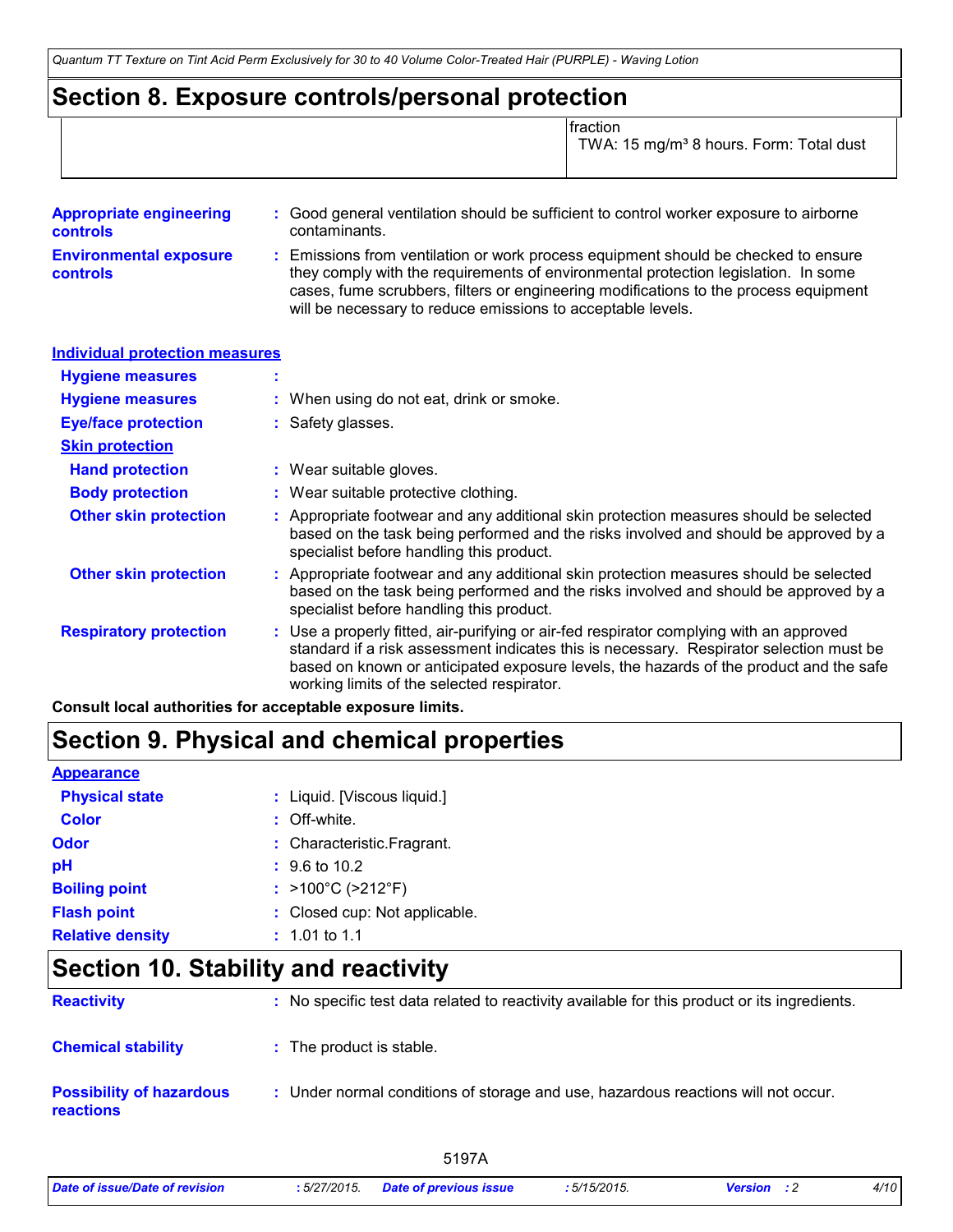## Section 8. Exposure controls/personal protection

| | fraction<br>TWA: 15 mg/m³ 8 hours. Form: Total dust |
|---|---|

**Appropriate engineering controls** : Good general ventilation should be sufficient to control worker exposure to airborne contaminants.

**Environmental exposure controls** : Emissions from ventilation or work process equipment should be checked to ensure they comply with the requirements of environmental protection legislation. In some cases, fume scrubbers, filters or engineering modifications to the process equipment will be necessary to reduce emissions to acceptable levels.

### Individual protection measures

**Hygiene measures** :

**Hygiene measures** : When using do not eat, drink or smoke.

**Eye/face protection** : Safety glasses.

**Skin protection**

**Hand protection** : Wear suitable gloves.

**Body protection** : Wear suitable protective clothing.

**Other skin protection** : Appropriate footwear and any additional skin protection measures should be selected based on the task being performed and the risks involved and should be approved by a specialist before handling this product.

**Other skin protection** : Appropriate footwear and any additional skin protection measures should be selected based on the task being performed and the risks involved and should be approved by a specialist before handling this product.

**Respiratory protection** : Use a properly fitted, air-purifying or air-fed respirator complying with an approved standard if a risk assessment indicates this is necessary. Respirator selection must be based on known or anticipated exposure levels, the hazards of the product and the safe working limits of the selected respirator.

**Consult local authorities for acceptable exposure limits.**

## Section 9. Physical and chemical properties

**Appearance**

**Physical state** : Liquid. [Viscous liquid.]

**Color** : Off-white.

**Odor** : Characteristic.Fragrant.

**pH** : 9.6 to 10.2

**Boiling point** : >100°C (>212°F)

**Flash point** : Closed cup: Not applicable.

**Relative density** : 1.01 to 1.1

## Section 10. Stability and reactivity

**Reactivity** : No specific test data related to reactivity available for this product or its ingredients.

**Chemical stability** : The product is stable.

**Possibility of hazardous reactions** : Under normal conditions of storage and use, hazardous reactions will not occur.

5197A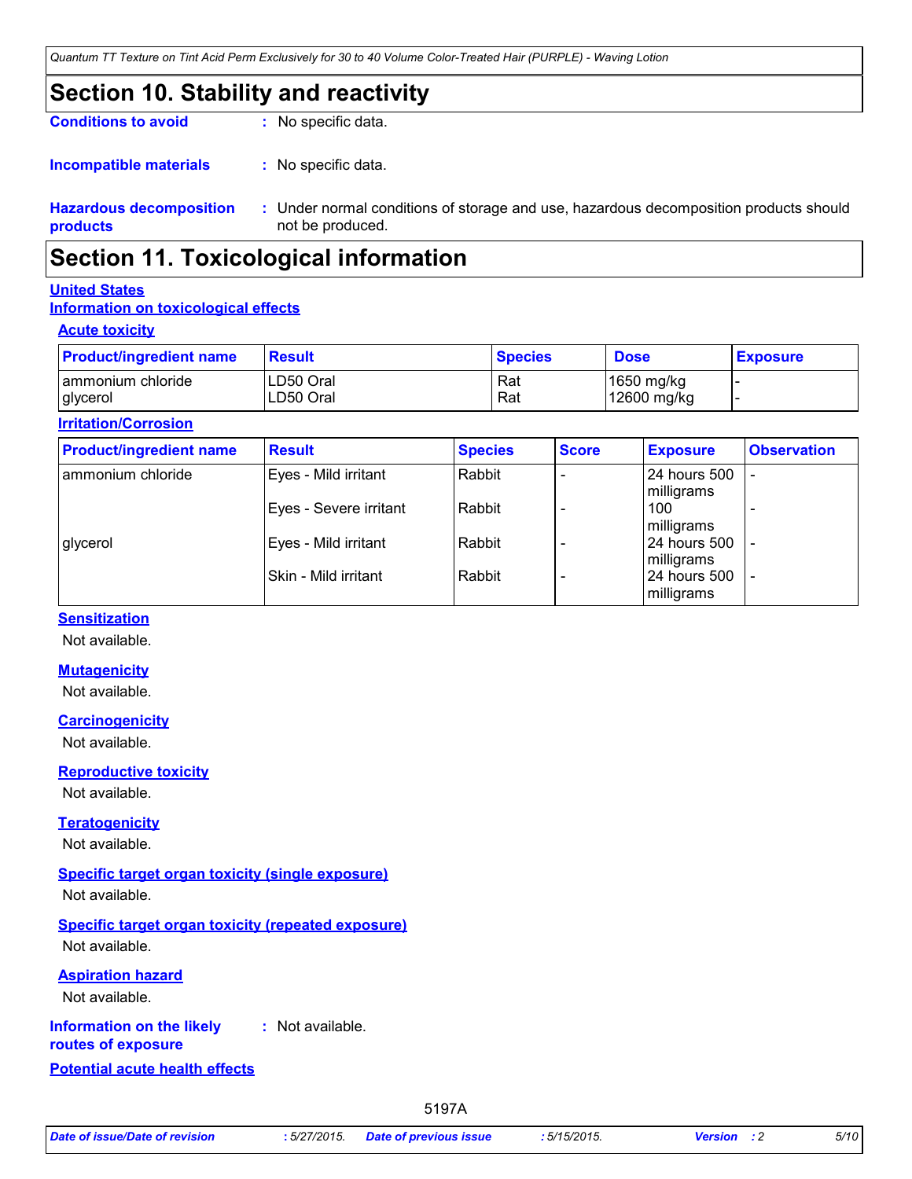# Section 10. Stability and reactivity

**Conditions to avoid** : No specific data.

**Incompatible materials** : No specific data.

**Hazardous decomposition products** : Under normal conditions of storage and use, hazardous decomposition products should not be produced.

# Section 11. Toxicological information

## United States

### Information on toxicological effects

#### Acute toxicity

| Product/ingredient name | Result | Species | Dose | Exposure |
|---|---|---|---|---|
| ammonium chloride | LD50 Oral | Rat | 1650 mg/kg | - |
| glycerol | LD50 Oral | Rat | 12600 mg/kg | - |

#### Irritation/Corrosion

| Product/ingredient name | Result | Species | Score | Exposure | Observation |
|---|---|---|---|---|---|
| ammonium chloride | Eyes - Mild irritant | Rabbit | - | 24 hours 500 milligrams | - |
| | Eyes - Severe irritant | Rabbit | - | 100 milligrams | - |
| glycerol | Eyes - Mild irritant | Rabbit | - | 24 hours 500 milligrams | - |
| | Skin - Mild irritant | Rabbit | - | 24 hours 500 milligrams | - |

#### Sensitization

Not available.

#### Mutagenicity

Not available.

#### Carcinogenicity

Not available.

#### Reproductive toxicity

Not available.

#### Teratogenicity

Not available.

#### Specific target organ toxicity (single exposure)

Not available.

#### Specific target organ toxicity (repeated exposure)

Not available.

#### Aspiration hazard

Not available.

**Information on the likely routes of exposure** : Not available.

### Potential acute health effects

5197A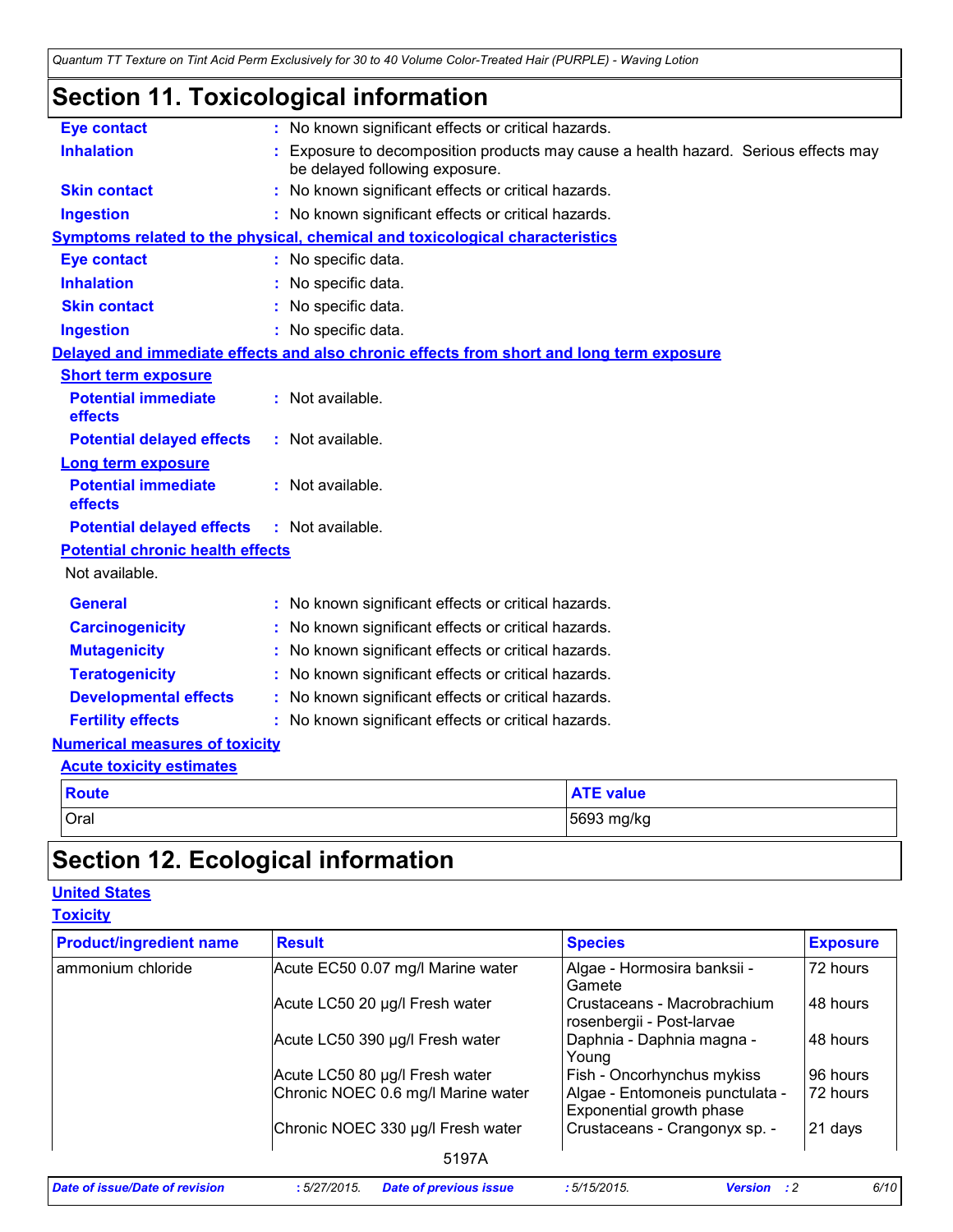# Section 11. Toxicological information

**Eye contact** : No known significant effects or critical hazards.

**Inhalation** : Exposure to decomposition products may cause a health hazard. Serious effects may be delayed following exposure.

**Skin contact** : No known significant effects or critical hazards.

**Ingestion** : No known significant effects or critical hazards.

**Symptoms related to the physical, chemical and toxicological characteristics**

**Eye contact** : No specific data.

**Inhalation** : No specific data.

**Skin contact** : No specific data.

**Ingestion** : No specific data.

**Delayed and immediate effects and also chronic effects from short and long term exposure**

**Short term exposure**

**Potential immediate effects** : Not available.

**Potential delayed effects** : Not available.

**Long term exposure**

**Potential immediate effects** : Not available.

**Potential delayed effects** : Not available.

**Potential chronic health effects**

Not available.

**General** : No known significant effects or critical hazards.

**Carcinogenicity** : No known significant effects or critical hazards.

**Mutagenicity** : No known significant effects or critical hazards.

**Teratogenicity** : No known significant effects or critical hazards.

**Developmental effects** : No known significant effects or critical hazards.

**Fertility effects** : No known significant effects or critical hazards.

**Numerical measures of toxicity**

**Acute toxicity estimates**

| Route | ATE value |
|---|---|
| Oral | 5693 mg/kg |

# Section 12. Ecological information

**United States**

**Toxicity**

| Product/ingredient name | Result | Species | Exposure |
|---|---|---|---|
| ammonium chloride | Acute EC50 0.07 mg/l Marine water | Algae - Hormosira banksii - Gamete | 72 hours |
| | Acute LC50 20 µg/l Fresh water | Crustaceans - Macrobrachium rosenbergii - Post-larvae | 48 hours |
| | Acute LC50 390 µg/l Fresh water | Daphnia - Daphnia magna - Young | 48 hours |
| | Acute LC50 80 µg/l Fresh water | Fish - Oncorhynchus mykiss | 96 hours |
| | Chronic NOEC 0.6 mg/l Marine water | Algae - Entomoneis punctulata - Exponential growth phase | 72 hours |
| | Chronic NOEC 330 µg/l Fresh water | Crustaceans - Crangonyx sp. - | 21 days |

5197A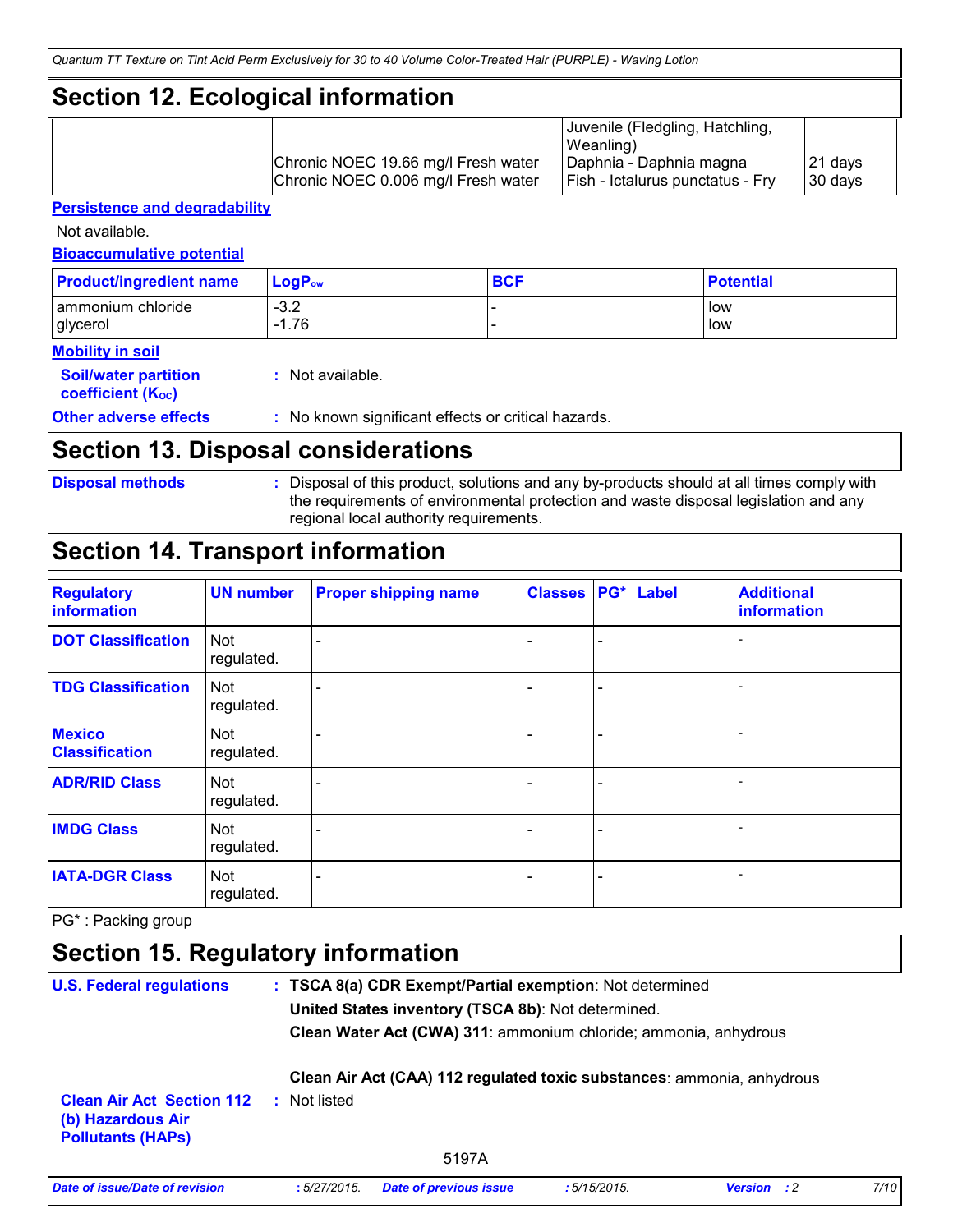## Section 12. Ecological information

| | | | |
|---|---|---|---|
| | | Juvenile (Fledgling, Hatchling, Weanling) | |
| | Chronic NOEC 19.66 mg/l Fresh water | Daphnia - Daphnia magna | 21 days |
| | Chronic NOEC 0.006 mg/l Fresh water | Fish - Ictalurus punctatus - Fry | 30 days |

**Persistence and degradability**

Not available.

**Bioaccumulative potential**

| Product/ingredient name | $LogP_{ow}$ | BCF | Potential |
|---|---|---|---|
| ammonium chloride | -3.2 | - | low |
| glycerol | -1.76 | - | low |

**Mobility in soil**

**Soil/water partition coefficient ($K_{OC}$)** : Not available.

**Other adverse effects** : No known significant effects or critical hazards.

## Section 13. Disposal considerations

**Disposal methods** : Disposal of this product, solutions and any by-products should at all times comply with the requirements of environmental protection and waste disposal legislation and any regional local authority requirements.

## Section 14. Transport information

| Regulatory information | UN number | Proper shipping name | Classes | PG* | Label | Additional information |
|---|---|---|---|---|---|---|
| DOT Classification | Not regulated. | - | - | - | | - |
| TDG Classification | Not regulated. | - | - | - | | - |
| Mexico Classification | Not regulated. | - | - | - | | - |
| ADR/RID Class | Not regulated. | - | - | - | | - |
| IMDG Class | Not regulated. | - | - | - | | - |
| IATA-DGR Class | Not regulated. | - | - | - | | - |

PG* : Packing group

## Section 15. Regulatory information

**U.S. Federal regulations** : **TSCA 8(a) CDR Exempt/Partial exemption**: Not determined

**United States inventory (TSCA 8b)**: Not determined.

**Clean Water Act (CWA) 311**: ammonium chloride; ammonia, anhydrous

**Clean Air Act (CAA) 112 regulated toxic substances**: ammonia, anhydrous

**Clean Air Act Section 112 (b) Hazardous Air Pollutants (HAPs)** : Not listed

5197A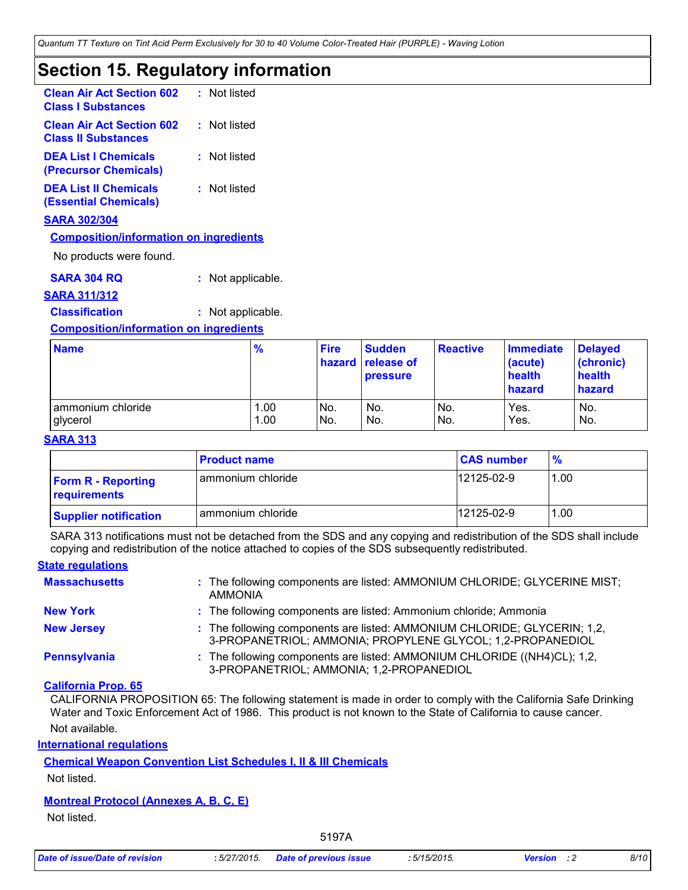## Section 15. Regulatory information

**Clean Air Act Section 602 Class I Substances** : Not listed

**Clean Air Act Section 602 Class II Substances** : Not listed

**DEA List I Chemicals (Precursor Chemicals)** : Not listed

**DEA List II Chemicals (Essential Chemicals)** : Not listed

**SARA 302/304**

**Composition/information on ingredients**

No products were found.

**SARA 304 RQ** : Not applicable.

**SARA 311/312**

**Classification** : Not applicable.

**Composition/information on ingredients**

| Name | % | Fire hazard | Sudden release of pressure | Reactive | Immediate (acute) health hazard | Delayed (chronic) health hazard |
|---|---|---|---|---|---|---|
| ammonium chloride | 1.00 | No. | No. | No. | Yes. | No. |
| glycerol | 1.00 | No. | No. | No. | Yes. | No. |

**SARA 313**

| | Product name | CAS number | % |
|---|---|---|---|
| **Form R - Reporting requirements** | ammonium chloride | 12125-02-9 | 1.00 |
| **Supplier notification** | ammonium chloride | 12125-02-9 | 1.00 |

SARA 313 notifications must not be detached from the SDS and any copying and redistribution of the SDS shall include copying and redistribution of the notice attached to copies of the SDS subsequently redistributed.

**State regulations**

**Massachusetts** : The following components are listed: AMMONIUM CHLORIDE; GLYCERINE MIST; AMMONIA

**New York** : The following components are listed: Ammonium chloride; Ammonia

**New Jersey** : The following components are listed: AMMONIUM CHLORIDE; GLYCERIN; 1,2, 3-PROPANETRIOL; AMMONIA; PROPYLENE GLYCOL; 1,2-PROPANEDIOL

**Pennsylvania** : The following components are listed: AMMONIUM CHLORIDE ((NH4)CL); 1,2, 3-PROPANETRIOL; AMMONIA; 1,2-PROPANEDIOL

**California Prop. 65**

CALIFORNIA PROPOSITION 65: The following statement is made in order to comply with the California Safe Drinking Water and Toxic Enforcement Act of 1986. This product is not known to the State of California to cause cancer.

Not available.

**International regulations**

**Chemical Weapon Convention List Schedules I, II & III Chemicals**

Not listed.

**Montreal Protocol (Annexes A, B, C, E)**

Not listed.

5197A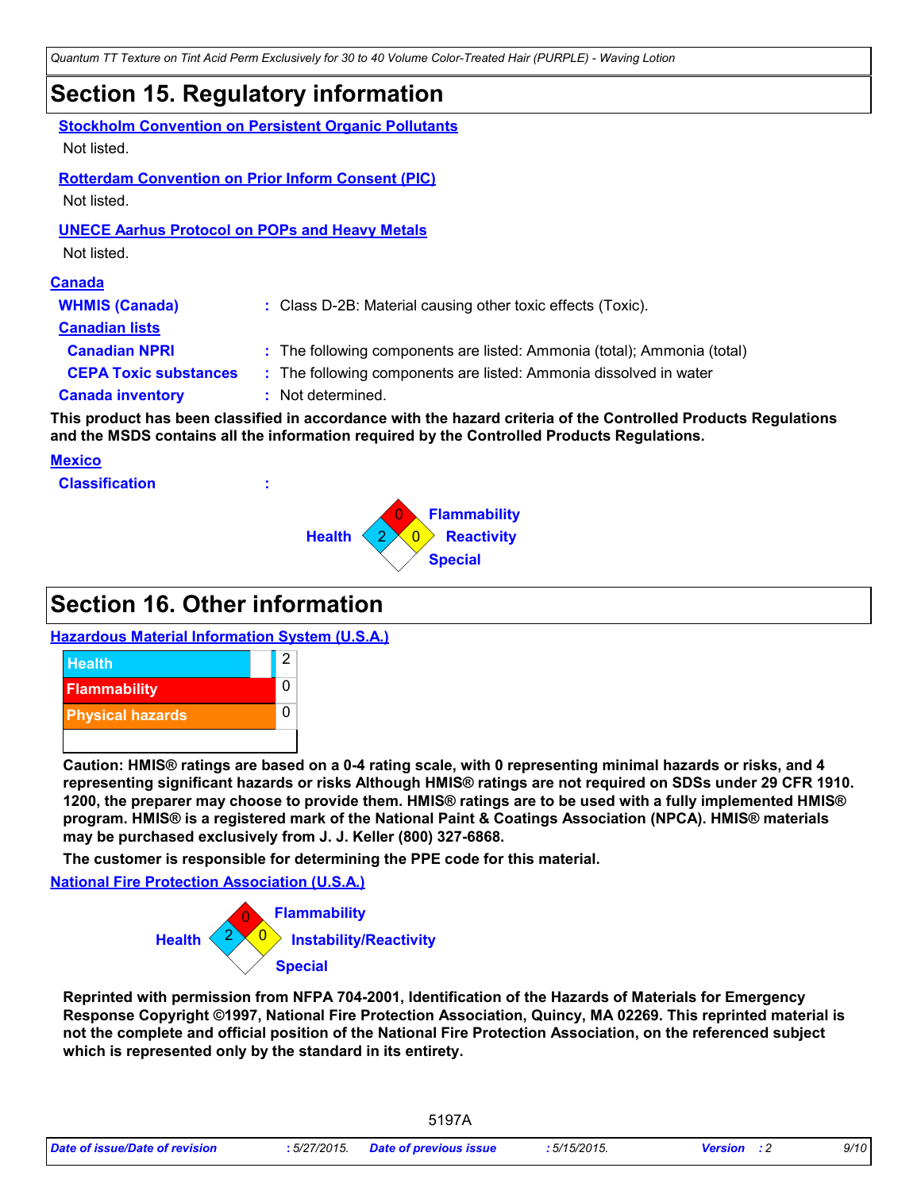# Section 15. Regulatory information

**Stockholm Convention on Persistent Organic Pollutants**

Not listed.

**Rotterdam Convention on Prior Inform Consent (PIC)**

Not listed.

**UNECE Aarhus Protocol on POPs and Heavy Metals**

Not listed.

**Canada**

**WHMIS (Canada)** : Class D-2B: Material causing other toxic effects (Toxic).

**Canadian lists**

**Canadian NPRI** : The following components are listed: Ammonia (total); Ammonia (total)

**CEPA Toxic substances** : The following components are listed: Ammonia dissolved in water

**Canada inventory** : Not determined.

**This product has been classified in accordance with the hazard criteria of the Controlled Products Regulations and the MSDS contains all the information required by the Controlled Products Regulations.**

**Mexico**

**Classification** :

Health: 2
Flammability: 0
Reactivity: 0
Special:

# Section 16. Other information

**Hazardous Material Information System (U.S.A.)**

| Category | Rating |
| --- | --- |
| Health | 2 |
| Flammability | 0 |
| Physical hazards | 0 |
| | |

**Caution: HMIS® ratings are based on a 0-4 rating scale, with 0 representing minimal hazards or risks, and 4 representing significant hazards or risks Although HMIS® ratings are not required on SDSs under 29 CFR 1910. 1200, the preparer may choose to provide them. HMIS® ratings are to be used with a fully implemented HMIS® program. HMIS® is a registered mark of the National Paint & Coatings Association (NPCA). HMIS® materials may be purchased exclusively from J. J. Keller (800) 327-6868.**

**The customer is responsible for determining the PPE code for this material.**

**National Fire Protection Association (U.S.A.)**

Health: 2
Flammability: 0
Instability/Reactivity: 0
Special:

**Reprinted with permission from NFPA 704-2001, Identification of the Hazards of Materials for Emergency Response Copyright ©1997, National Fire Protection Association, Quincy, MA 02269. This reprinted material is not the complete and official position of the National Fire Protection Association, on the referenced subject which is represented only by the standard in its entirety.**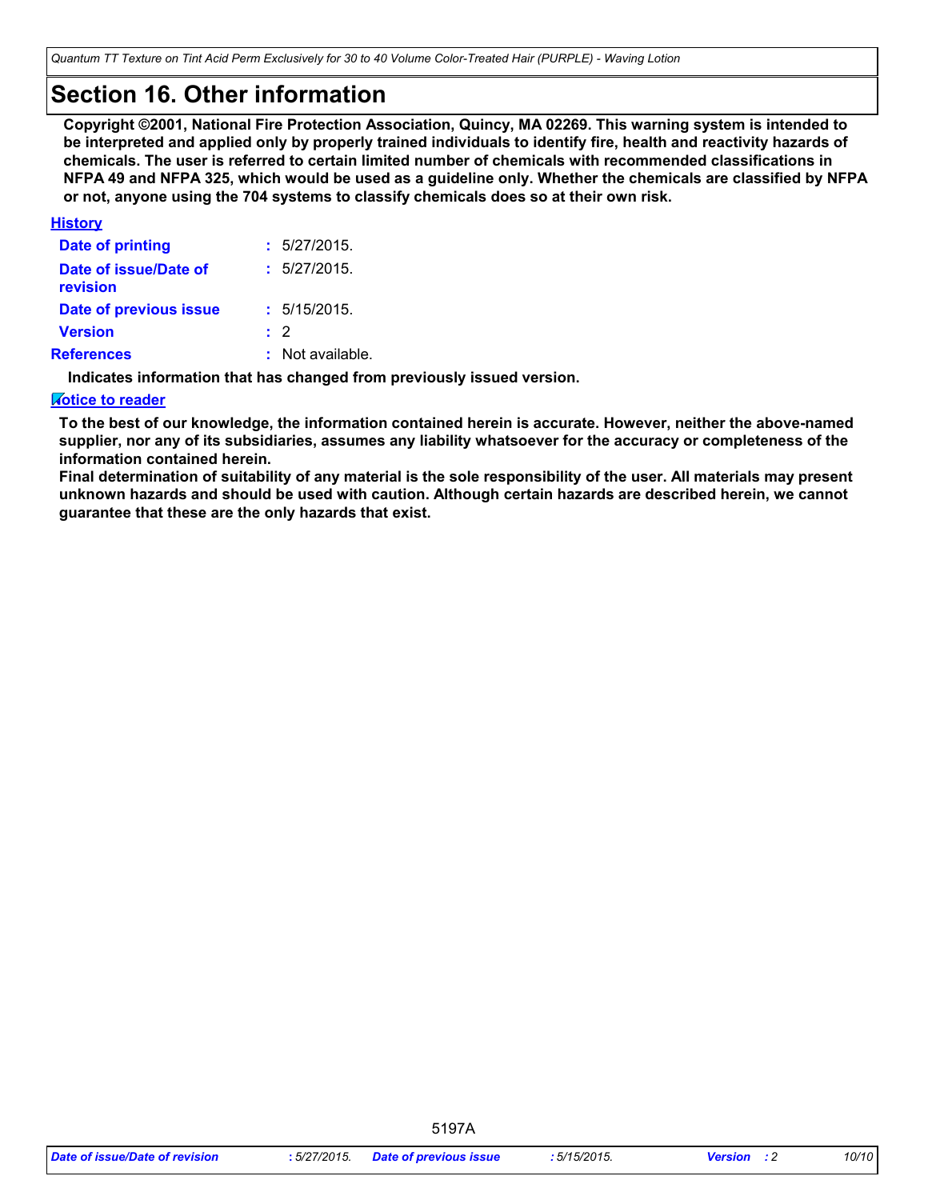# Section 16. Other information

**Copyright ©2001, National Fire Protection Association, Quincy, MA 02269. This warning system is intended to be interpreted and applied only by properly trained individuals to identify fire, health and reactivity hazards of chemicals. The user is referred to certain limited number of chemicals with recommended classifications in NFPA 49 and NFPA 325, which would be used as a guideline only. Whether the chemicals are classified by NFPA or not, anyone using the 704 systems to classify chemicals does so at their own risk.**

## History

| | |
|---|---|
| **Date of printing** | : 5/27/2015. |
| **Date of issue/Date of revision** | : 5/27/2015. |
| **Date of previous issue** | : 5/15/2015. |
| **Version** | : 2 |
| **References** | : Not available. |

**Indicates information that has changed from previously issued version.**

## Notice to reader

**To the best of our knowledge, the information contained herein is accurate. However, neither the above-named supplier, nor any of its subsidiaries, assumes any liability whatsoever for the accuracy or completeness of the information contained herein.**

**Final determination of suitability of any material is the sole responsibility of the user. All materials may present unknown hazards and should be used with caution. Although certain hazards are described herein, we cannot guarantee that these are the only hazards that exist.**

5197A